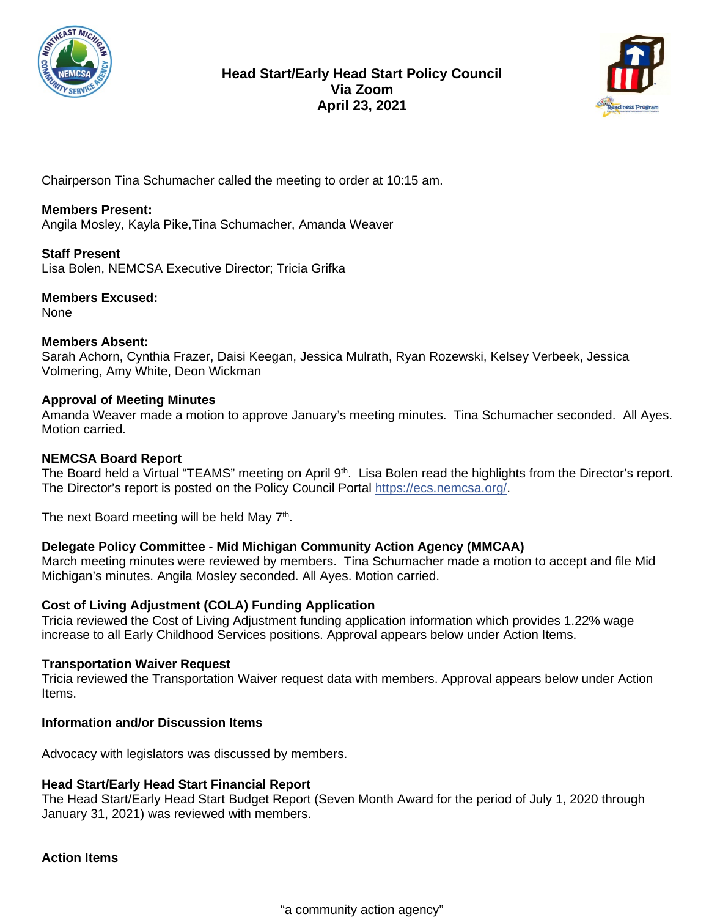# Head Start/Early Head Start Policy Council
## Via Zoom
## April 23, 2021

Chairperson Tina Schumacher called the meeting to order at 10:15 am.

**Members Present:**
Angila Mosley, Kayla Pike,Tina Schumacher, Amanda Weaver

**Staff Present**
Lisa Bolen, NEMCSA Executive Director; Tricia Grifka

**Members Excused:**
None

**Members Absent:**
Sarah Achorn, Cynthia Frazer, Daisi Keegan, Jessica Mulrath, Ryan Rozewski, Kelsey Verbeek, Jessica Volmering, Amy White, Deon Wickman

**Approval of Meeting Minutes**
Amanda Weaver made a motion to approve January's meeting minutes. Tina Schumacher seconded. All Ayes. Motion carried.

**NEMCSA Board Report**
The Board held a Virtual "TEAMS" meeting on April 9th. Lisa Bolen read the highlights from the Director's report. The Director's report is posted on the Policy Council Portal https://ecs.nemcsa.org/.

The next Board meeting will be held May 7th.

**Delegate Policy Committee - Mid Michigan Community Action Agency (MMCAA)**
March meeting minutes were reviewed by members. Tina Schumacher made a motion to accept and file Mid Michigan's minutes. Angila Mosley seconded. All Ayes. Motion carried.

**Cost of Living Adjustment (COLA) Funding Application**
Tricia reviewed the Cost of Living Adjustment funding application information which provides 1.22% wage increase to all Early Childhood Services positions. Approval appears below under Action Items.

**Transportation Waiver Request**
Tricia reviewed the Transportation Waiver request data with members. Approval appears below under Action Items.

**Information and/or Discussion Items**

Advocacy with legislators was discussed by members.

**Head Start/Early Head Start Financial Report**
The Head Start/Early Head Start Budget Report (Seven Month Award for the period of July 1, 2020 through January 31, 2021) was reviewed with members.

**Action Items**

"a community action agency"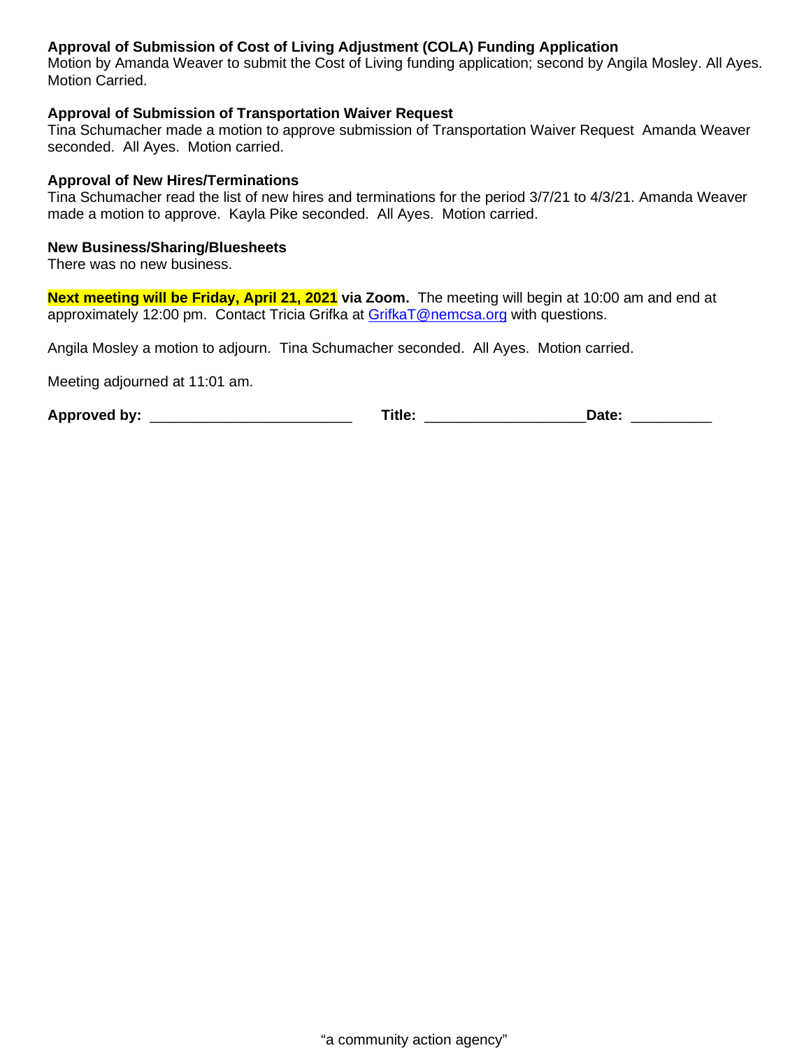**Approval of Submission of Cost of Living Adjustment (COLA) Funding Application**
Motion by Amanda Weaver to submit the Cost of Living funding application; second by Angila Mosley. All Ayes. Motion Carried.

**Approval of Submission of Transportation Waiver Request**
Tina Schumacher made a motion to approve submission of Transportation Waiver Request Amanda Weaver seconded. All Ayes. Motion carried.

**Approval of New Hires/Terminations**
Tina Schumacher read the list of new hires and terminations for the period 3/7/21 to 4/3/21. Amanda Weaver made a motion to approve. Kayla Pike seconded. All Ayes. Motion carried.

**New Business/Sharing/Bluesheets**
There was no new business.

**Next meeting will be Friday, April 21, 2021 via Zoom.** The meeting will begin at 10:00 am and end at approximately 12:00 pm. Contact Tricia Grifka at GrifkaT@nemcsa.org with questions.

Angila Mosley a motion to adjourn. Tina Schumacher seconded. All Ayes. Motion carried.

Meeting adjourned at 11:01 am.

**Approved by:** ________________________ **Title:** ___________________ **Date:** __________

"a community action agency"